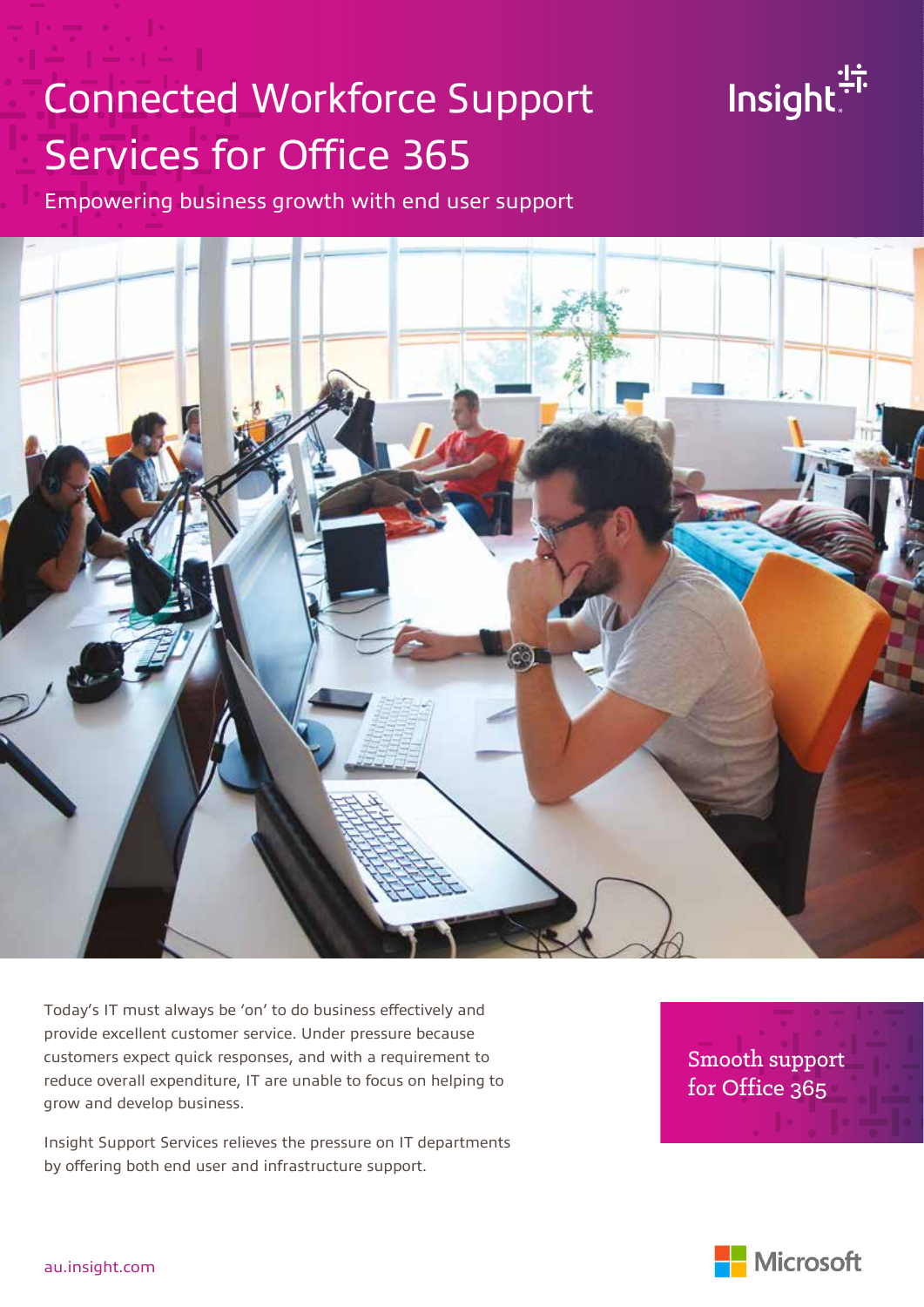# Connected Workforce Support Services for Office 365

Empowering business growth with end user support

Today's IT must always be 'on' to do business effectively and provide excellent customer service. Under pressure because customers expect quick responses, and with a requirement to reduce overall expenditure, IT are unable to focus on helping to grow and develop business.

Insight Support Services relieves the pressure on IT departments by offering both end user and infrastructure support.

Smooth support for Office 365

au.insight.com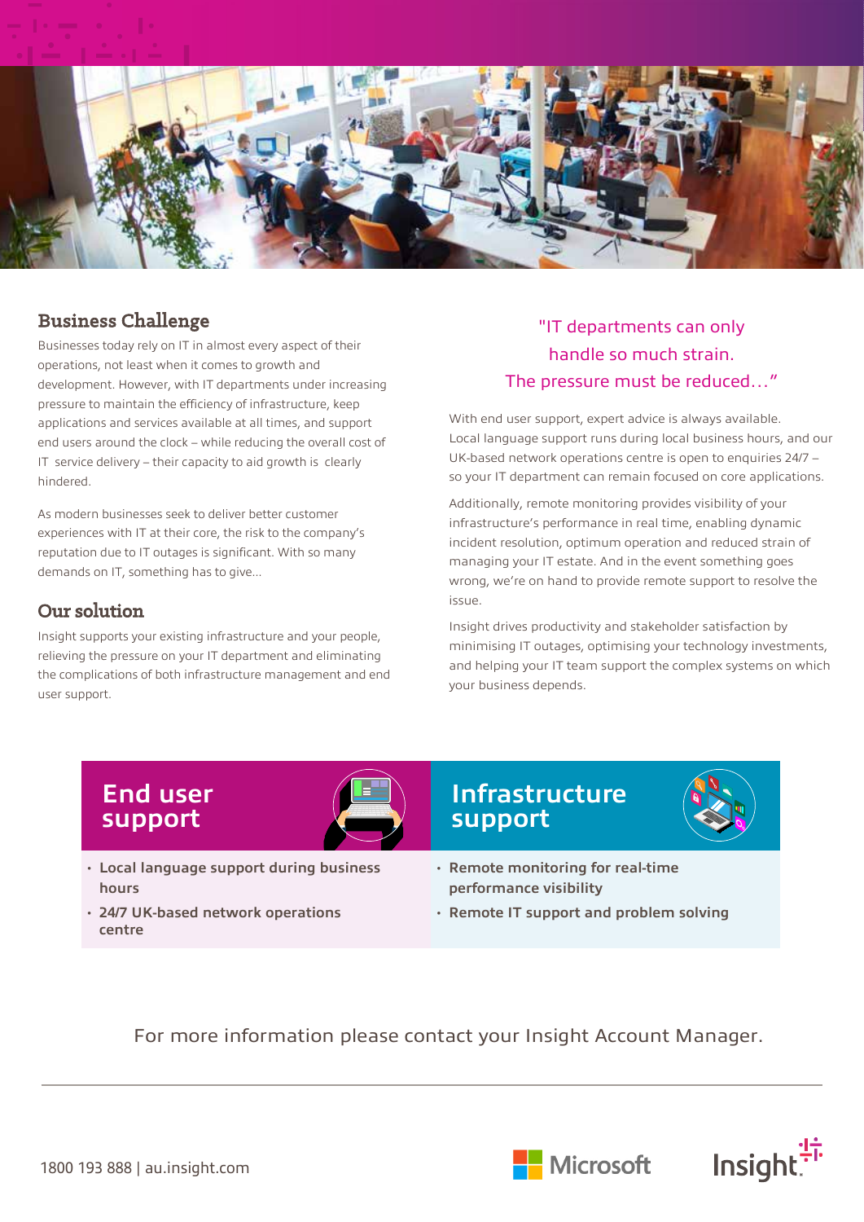## Business Challenge

Businesses today rely on IT in almost every aspect of their operations, not least when it comes to growth and development. However, with IT departments under increasing pressure to maintain the efficiency of infrastructure, keep applications and services available at all times, and support end users around the clock – while reducing the overall cost of IT service delivery – their capacity to aid growth is clearly hindered.

As modern businesses seek to deliver better customer experiences with IT at their core, the risk to the company's reputation due to IT outages is significant. With so many demands on IT, something has to give...

## Our solution

Insight supports your existing infrastructure and your people, relieving the pressure on your IT department and eliminating the complications of both infrastructure management and end user support.

"IT departments can only handle so much strain. The pressure must be reduced..."

With end user support, expert advice is always available. Local language support runs during local business hours, and our UK-based network operations centre is open to enquiries 24/7 – so your IT department can remain focused on core applications.

Additionally, remote monitoring provides visibility of your infrastructure's performance in real time, enabling dynamic incident resolution, optimum operation and reduced strain of managing your IT estate. And in the event something goes wrong, we're on hand to provide remote support to resolve the issue.

Insight drives productivity and stakeholder satisfaction by minimising IT outages, optimising your technology investments, and helping your IT team support the complex systems on which your business depends.

### End user support

- **Local language support during business hours**
- **24/7 UK-based network operations centre**

### Infrastructure support

- **Remote monitoring for real-time performance visibility**
- **Remote IT support and problem solving**

For more information please contact your Insight Account Manager.

1800 193 888 | au.insight.com

Microsoft

Insight.